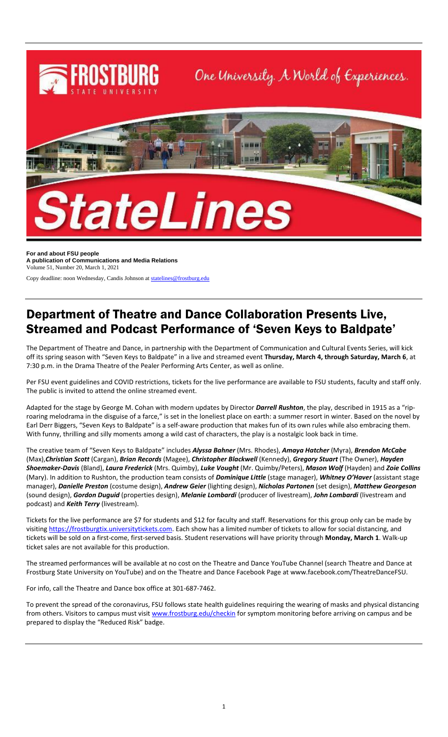For and about FSU people
**A publication of Communications and Media Relations**
Volume 51, Number 20, March 1, 2021

Copy deadline: noon Wednesday, Candis Johnson at statelines@frostburg.edu

# Department of Theatre and Dance Collaboration Presents Live, Streamed and Podcast Performance of 'Seven Keys to Baldpate'

The Department of Theatre and Dance, in partnership with the Department of Communication and Cultural Events Series, will kick off its spring season with "Seven Keys to Baldpate" in a live and streamed event **Thursday, March 4, through Saturday, March 6**, at 7:30 p.m. in the Drama Theatre of the Pealer Performing Arts Center, as well as online.

Per FSU event guidelines and COVID restrictions, tickets for the live performance are available to FSU students, faculty and staff only. The public is invited to attend the online streamed event.

Adapted for the stage by George M. Cohan with modern updates by Director ***Darrell Rushton***, the play, described in 1915 as a "rip-roaring melodrama in the disguise of a farce," is set in the loneliest place on earth: a summer resort in winter. Based on the novel by Earl Derr Biggers, "Seven Keys to Baldpate" is a self-aware production that makes fun of its own rules while also embracing them. With funny, thrilling and silly moments among a wild cast of characters, the play is a nostalgic look back in time.

The creative team of "Seven Keys to Baldpate" includes ***Alyssa Bahner*** (Mrs. Rhodes), ***Amaya Hatcher*** (Myra), ***Brendon McCabe*** (Max),***Christian Scott*** (Cargan), ***Brian Records*** (Magee), ***Christopher Blackwell*** (Kennedy), ***Gregory Stuart*** (The Owner), ***Hayden Shoemaker-Davis*** (Bland), ***Laura Frederick*** (Mrs. Quimby), ***Luke Vought*** (Mr. Quimby/Peters), ***Mason Wolf*** (Hayden) and ***Zoie Collins*** (Mary). In addition to Rushton, the production team consists of ***Dominique Little*** (stage manager), ***Whitney O'Haver*** (assistant stage manager), ***Danielle Preston*** (costume design), ***Andrew Geier*** (lighting design), ***Nicholas Partonen*** (set design), ***Matthew Georgeson*** (sound design), ***Gordon Duguid*** (properties design), ***Melanie Lombardi*** (producer of livestream), ***John Lombardi*** (livestream and podcast) and ***Keith Terry*** (livestream).

Tickets for the live performance are $7 for students and $12 for faculty and staff. Reservations for this group only can be made by visiting https://frostburgtix.universitytickets.com. Each show has a limited number of tickets to allow for social distancing, and tickets will be sold on a first-come, first-served basis. Student reservations will have priority through **Monday, March 1**. Walk-up ticket sales are not available for this production.

The streamed performances will be available at no cost on the Theatre and Dance YouTube Channel (search Theatre and Dance at Frostburg State University on YouTube) and on the Theatre and Dance Facebook Page at www.facebook.com/TheatreDanceFSU.

For info, call the Theatre and Dance box office at 301-687-7462.

To prevent the spread of the coronavirus, FSU follows state health guidelines requiring the wearing of masks and physical distancing from others. Visitors to campus must visit www.frostburg.edu/checkin for symptom monitoring before arriving on campus and be prepared to display the "Reduced Risk" badge.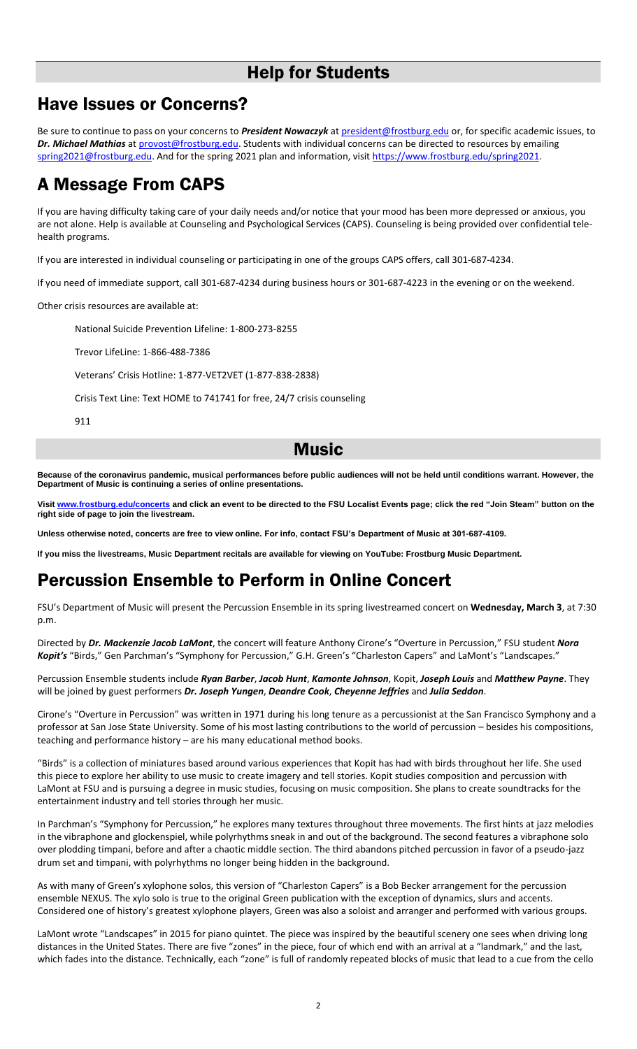# Help for Students

## Have Issues or Concerns?

Be sure to continue to pass on your concerns to ***President Nowaczyk*** at president@frostburg.edu or, for specific academic issues, to ***Dr. Michael Mathias*** at provost@frostburg.edu. Students with individual concerns can be directed to resources by emailing spring2021@frostburg.edu. And for the spring 2021 plan and information, visit https://www.frostburg.edu/spring2021.

## A Message From CAPS

If you are having difficulty taking care of your daily needs and/or notice that your mood has been more depressed or anxious, you are not alone. Help is available at Counseling and Psychological Services (CAPS). Counseling is being provided over confidential tele-health programs.

If you are interested in individual counseling or participating in one of the groups CAPS offers, call 301-687-4234.

If you need of immediate support, call 301-687-4234 during business hours or 301-687-4223 in the evening or on the weekend.

Other crisis resources are available at:

National Suicide Prevention Lifeline: 1-800-273-8255

Trevor LifeLine: 1-866-488-7386

Veterans' Crisis Hotline: 1-877-VET2VET (1-877-838-2838)

Crisis Text Line: Text HOME to 741741 for free, 24/7 crisis counseling

911

# Music

**Because of the coronavirus pandemic, musical performances before public audiences will not be held until conditions warrant. However, the Department of Music is continuing a series of online presentations.**

**Visit www.frostburg.edu/concerts and click an event to be directed to the FSU Localist Events page; click the red "Join Steam" button on the right side of page to join the livestream.**

**Unless otherwise noted, concerts are free to view online. For info, contact FSU's Department of Music at 301-687-4109.**

**If you miss the livestreams, Music Department recitals are available for viewing on YouTube: Frostburg Music Department.**

## Percussion Ensemble to Perform in Online Concert

FSU's Department of Music will present the Percussion Ensemble in its spring livestreamed concert on **Wednesday, March 3**, at 7:30 p.m.

Directed by ***Dr. Mackenzie Jacob LaMont***, the concert will feature Anthony Cirone's "Overture in Percussion," FSU student ***Nora Kopit's*** "Birds," Gen Parchman's "Symphony for Percussion," G.H. Green's "Charleston Capers" and LaMont's "Landscapes."

Percussion Ensemble students include ***Ryan Barber***, ***Jacob Hunt***, ***Kamonte Johnson***, Kopit, ***Joseph Louis*** and ***Matthew Payne***. They will be joined by guest performers ***Dr. Joseph Yungen***, ***Deandre Cook***, ***Cheyenne Jeffries*** and ***Julia Seddon***.

Cirone's "Overture in Percussion" was written in 1971 during his long tenure as a percussionist at the San Francisco Symphony and a professor at San Jose State University. Some of his most lasting contributions to the world of percussion – besides his compositions, teaching and performance history – are his many educational method books.

"Birds" is a collection of miniatures based around various experiences that Kopit has had with birds throughout her life. She used this piece to explore her ability to use music to create imagery and tell stories. Kopit studies composition and percussion with LaMont at FSU and is pursuing a degree in music studies, focusing on music composition. She plans to create soundtracks for the entertainment industry and tell stories through her music.

In Parchman's "Symphony for Percussion," he explores many textures throughout three movements. The first hints at jazz melodies in the vibraphone and glockenspiel, while polyrhythms sneak in and out of the background. The second features a vibraphone solo over plodding timpani, before and after a chaotic middle section. The third abandons pitched percussion in favor of a pseudo-jazz drum set and timpani, with polyrhythms no longer being hidden in the background.

As with many of Green's xylophone solos, this version of "Charleston Capers" is a Bob Becker arrangement for the percussion ensemble NEXUS. The xylo solo is true to the original Green publication with the exception of dynamics, slurs and accents. Considered one of history's greatest xylophone players, Green was also a soloist and arranger and performed with various groups.

LaMont wrote "Landscapes" in 2015 for piano quintet. The piece was inspired by the beautiful scenery one sees when driving long distances in the United States. There are five "zones" in the piece, four of which end with an arrival at a "landmark," and the last, which fades into the distance. Technically, each "zone" is full of randomly repeated blocks of music that lead to a cue from the cello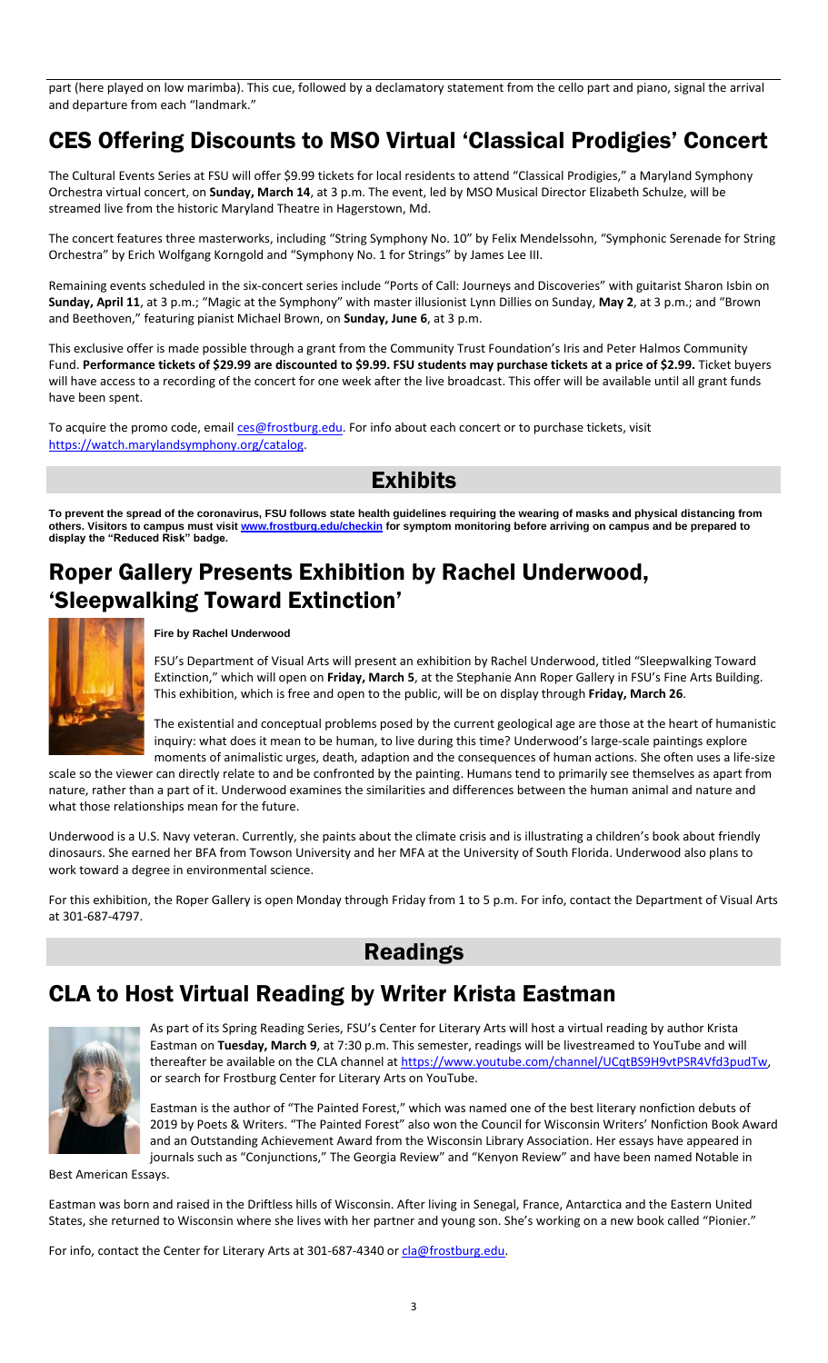part (here played on low marimba). This cue, followed by a declamatory statement from the cello part and piano, signal the arrival and departure from each "landmark."

## CES Offering Discounts to MSO Virtual 'Classical Prodigies' Concert

The Cultural Events Series at FSU will offer $9.99 tickets for local residents to attend "Classical Prodigies," a Maryland Symphony Orchestra virtual concert, on **Sunday, March 14**, at 3 p.m. The event, led by MSO Musical Director Elizabeth Schulze, will be streamed live from the historic Maryland Theatre in Hagerstown, Md.

The concert features three masterworks, including "String Symphony No. 10" by Felix Mendelssohn, "Symphonic Serenade for String Orchestra" by Erich Wolfgang Korngold and "Symphony No. 1 for Strings" by James Lee III.

Remaining events scheduled in the six-concert series include "Ports of Call: Journeys and Discoveries" with guitarist Sharon Isbin on **Sunday, April 11**, at 3 p.m.; "Magic at the Symphony" with master illusionist Lynn Dillies on Sunday, **May 2**, at 3 p.m.; and "Brown and Beethoven," featuring pianist Michael Brown, on **Sunday, June 6**, at 3 p.m.

This exclusive offer is made possible through a grant from the Community Trust Foundation's Iris and Peter Halmos Community Fund. **Performance tickets of $29.99 are discounted to $9.99. FSU students may purchase tickets at a price of $2.99.** Ticket buyers will have access to a recording of the concert for one week after the live broadcast. This offer will be available until all grant funds have been spent.

To acquire the promo code, email ces@frostburg.edu. For info about each concert or to purchase tickets, visit https://watch.marylandsymphony.org/catalog.

# Exhibits

**To prevent the spread of the coronavirus, FSU follows state health guidelines requiring the wearing of masks and physical distancing from others. Visitors to campus must visit www.frostburg.edu/checkin for symptom monitoring before arriving on campus and be prepared to display the "Reduced Risk" badge.**

## Roper Gallery Presents Exhibition by Rachel Underwood, 'Sleepwalking Toward Extinction'

**Fire by Rachel Underwood**

FSU's Department of Visual Arts will present an exhibition by Rachel Underwood, titled "Sleepwalking Toward Extinction," which will open on **Friday, March 5**, at the Stephanie Ann Roper Gallery in FSU's Fine Arts Building. This exhibition, which is free and open to the public, will be on display through **Friday, March 26**.

The existential and conceptual problems posed by the current geological age are those at the heart of humanistic inquiry: what does it mean to be human, to live during this time? Underwood's large-scale paintings explore moments of animalistic urges, death, adaption and the consequences of human actions. She often uses a life-size scale so the viewer can directly relate to and be confronted by the painting. Humans tend to primarily see themselves as apart from nature, rather than a part of it. Underwood examines the similarities and differences between the human animal and nature and what those relationships mean for the future.

Underwood is a U.S. Navy veteran. Currently, she paints about the climate crisis and is illustrating a children's book about friendly dinosaurs. She earned her BFA from Towson University and her MFA at the University of South Florida. Underwood also plans to work toward a degree in environmental science.

For this exhibition, the Roper Gallery is open Monday through Friday from 1 to 5 p.m. For info, contact the Department of Visual Arts at 301-687-4797.

# Readings

## CLA to Host Virtual Reading by Writer Krista Eastman

As part of its Spring Reading Series, FSU's Center for Literary Arts will host a virtual reading by author Krista Eastman on **Tuesday, March 9**, at 7:30 p.m. This semester, readings will be livestreamed to YouTube and will thereafter be available on the CLA channel at https://www.youtube.com/channel/UCqtBS9H9vtPSR4Vfd3pudTw, or search for Frostburg Center for Literary Arts on YouTube.

Eastman is the author of "The Painted Forest," which was named one of the best literary nonfiction debuts of 2019 by Poets & Writers. "The Painted Forest" also won the Council for Wisconsin Writers' Nonfiction Book Award and an Outstanding Achievement Award from the Wisconsin Library Association. Her essays have appeared in journals such as "Conjunctions," The Georgia Review" and "Kenyon Review" and have been named Notable in Best American Essays.

Eastman was born and raised in the Driftless hills of Wisconsin. After living in Senegal, France, Antarctica and the Eastern United States, she returned to Wisconsin where she lives with her partner and young son. She's working on a new book called "Pionier."

For info, contact the Center for Literary Arts at 301-687-4340 or cla@frostburg.edu.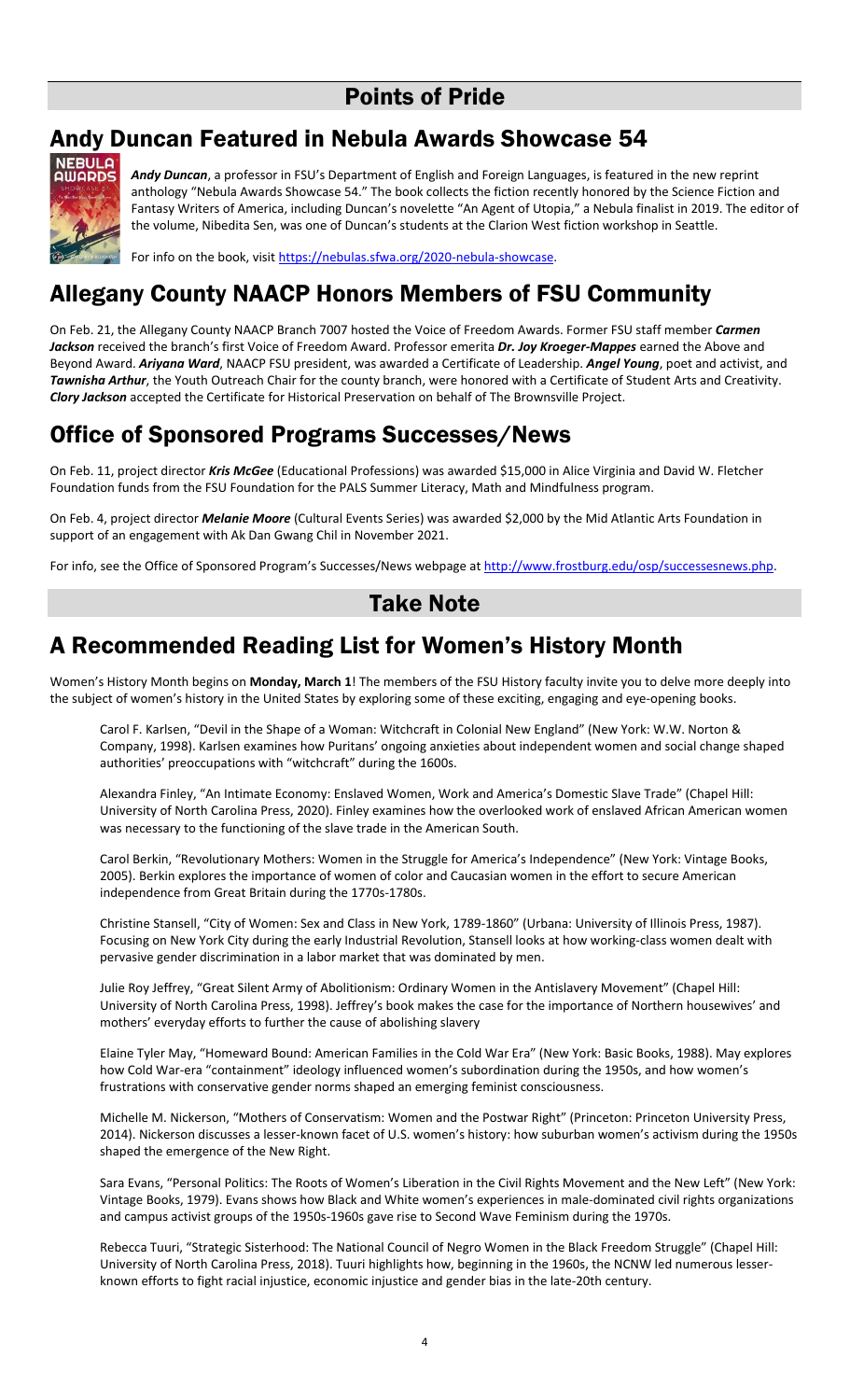# Points of Pride

## Andy Duncan Featured in Nebula Awards Showcase 54

***Andy Duncan***, a professor in FSU's Department of English and Foreign Languages, is featured in the new reprint anthology "Nebula Awards Showcase 54." The book collects the fiction recently honored by the Science Fiction and Fantasy Writers of America, including Duncan's novelette "An Agent of Utopia," a Nebula finalist in 2019. The editor of the volume, Nibedita Sen, was one of Duncan's students at the Clarion West fiction workshop in Seattle.

For info on the book, visit https://nebulas.sfwa.org/2020-nebula-showcase.

## Allegany County NAACP Honors Members of FSU Community

On Feb. 21, the Allegany County NAACP Branch 7007 hosted the Voice of Freedom Awards. Former FSU staff member ***Carmen Jackson*** received the branch's first Voice of Freedom Award. Professor emerita ***Dr. Joy Kroeger-Mappes*** earned the Above and Beyond Award. ***Ariyana Ward***, NAACP FSU president, was awarded a Certificate of Leadership. ***Angel Young***, poet and activist, and ***Tawnisha Arthur***, the Youth Outreach Chair for the county branch, were honored with a Certificate of Student Arts and Creativity. ***Clory Jackson*** accepted the Certificate for Historical Preservation on behalf of The Brownsville Project.

## Office of Sponsored Programs Successes/News

On Feb. 11, project director ***Kris McGee*** (Educational Professions) was awarded $15,000 in Alice Virginia and David W. Fletcher Foundation funds from the FSU Foundation for the PALS Summer Literacy, Math and Mindfulness program.

On Feb. 4, project director ***Melanie Moore*** (Cultural Events Series) was awarded $2,000 by the Mid Atlantic Arts Foundation in support of an engagement with Ak Dan Gwang Chil in November 2021.

For info, see the Office of Sponsored Program's Successes/News webpage at http://www.frostburg.edu/osp/successesnews.php.

# Take Note

## A Recommended Reading List for Women's History Month

Women's History Month begins on **Monday, March 1**! The members of the FSU History faculty invite you to delve more deeply into the subject of women's history in the United States by exploring some of these exciting, engaging and eye-opening books.

Carol F. Karlsen, "Devil in the Shape of a Woman: Witchcraft in Colonial New England" (New York: W.W. Norton & Company, 1998). Karlsen examines how Puritans' ongoing anxieties about independent women and social change shaped authorities' preoccupations with "witchcraft" during the 1600s.

Alexandra Finley, "An Intimate Economy: Enslaved Women, Work and America's Domestic Slave Trade" (Chapel Hill: University of North Carolina Press, 2020). Finley examines how the overlooked work of enslaved African American women was necessary to the functioning of the slave trade in the American South.

Carol Berkin, "Revolutionary Mothers: Women in the Struggle for America's Independence" (New York: Vintage Books, 2005). Berkin explores the importance of women of color and Caucasian women in the effort to secure American independence from Great Britain during the 1770s-1780s.

Christine Stansell, "City of Women: Sex and Class in New York, 1789-1860" (Urbana: University of Illinois Press, 1987). Focusing on New York City during the early Industrial Revolution, Stansell looks at how working-class women dealt with pervasive gender discrimination in a labor market that was dominated by men.

Julie Roy Jeffrey, "Great Silent Army of Abolitionism: Ordinary Women in the Antislavery Movement" (Chapel Hill: University of North Carolina Press, 1998). Jeffrey's book makes the case for the importance of Northern housewives' and mothers' everyday efforts to further the cause of abolishing slavery

Elaine Tyler May, "Homeward Bound: American Families in the Cold War Era" (New York: Basic Books, 1988). May explores how Cold War-era "containment" ideology influenced women's subordination during the 1950s, and how women's frustrations with conservative gender norms shaped an emerging feminist consciousness.

Michelle M. Nickerson, "Mothers of Conservatism: Women and the Postwar Right" (Princeton: Princeton University Press, 2014). Nickerson discusses a lesser-known facet of U.S. women's history: how suburban women's activism during the 1950s shaped the emergence of the New Right.

Sara Evans, "Personal Politics: The Roots of Women's Liberation in the Civil Rights Movement and the New Left" (New York: Vintage Books, 1979). Evans shows how Black and White women's experiences in male-dominated civil rights organizations and campus activist groups of the 1950s-1960s gave rise to Second Wave Feminism during the 1970s.

Rebecca Tuuri, "Strategic Sisterhood: The National Council of Negro Women in the Black Freedom Struggle" (Chapel Hill: University of North Carolina Press, 2018). Tuuri highlights how, beginning in the 1960s, the NCNW led numerous lesser-known efforts to fight racial injustice, economic injustice and gender bias in the late-20th century.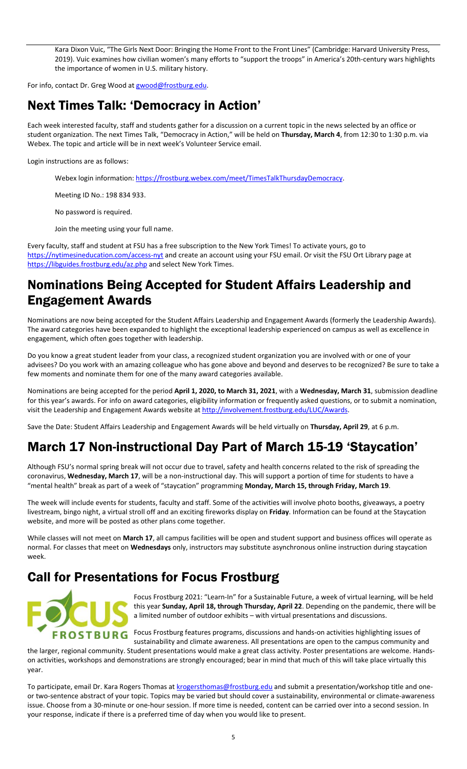Kara Dixon Vuic, "The Girls Next Door: Bringing the Home Front to the Front Lines" (Cambridge: Harvard University Press, 2019). Vuic examines how civilian women's many efforts to "support the troops" in America's 20th-century wars highlights the importance of women in U.S. military history.

For info, contact Dr. Greg Wood at gwood@frostburg.edu.

## Next Times Talk: 'Democracy in Action'

Each week interested faculty, staff and students gather for a discussion on a current topic in the news selected by an office or student organization. The next Times Talk, "Democracy in Action," will be held on **Thursday, March 4**, from 12:30 to 1:30 p.m. via Webex. The topic and article will be in next week's Volunteer Service email.

Login instructions are as follows:

Webex login information: https://frostburg.webex.com/meet/TimesTalkThursdayDemocracy.

Meeting ID No.: 198 834 933.

No password is required.

Join the meeting using your full name.

Every faculty, staff and student at FSU has a free subscription to the New York Times! To activate yours, go to https://nytimesineducation.com/access-nyt and create an account using your FSU email. Or visit the FSU Ort Library page at https://libguides.frostburg.edu/az.php and select New York Times.

## Nominations Being Accepted for Student Affairs Leadership and Engagement Awards

Nominations are now being accepted for the Student Affairs Leadership and Engagement Awards (formerly the Leadership Awards). The award categories have been expanded to highlight the exceptional leadership experienced on campus as well as excellence in engagement, which often goes together with leadership.

Do you know a great student leader from your class, a recognized student organization you are involved with or one of your advisees? Do you work with an amazing colleague who has gone above and beyond and deserves to be recognized? Be sure to take a few moments and nominate them for one of the many award categories available.

Nominations are being accepted for the period **April 1, 2020, to March 31, 2021**, with a **Wednesday, March 31**, submission deadline for this year's awards. For info on award categories, eligibility information or frequently asked questions, or to submit a nomination, visit the Leadership and Engagement Awards website at http://involvement.frostburg.edu/LUC/Awards.

Save the Date: Student Affairs Leadership and Engagement Awards will be held virtually on **Thursday, April 29**, at 6 p.m.

## March 17 Non-instructional Day Part of March 15-19 'Staycation'

Although FSU's normal spring break will not occur due to travel, safety and health concerns related to the risk of spreading the coronavirus, **Wednesday, March 17**, will be a non-instructional day. This will support a portion of time for students to have a "mental health" break as part of a week of "staycation" programming **Monday, March 15, through Friday, March 19**.

The week will include events for students, faculty and staff. Some of the activities will involve photo booths, giveaways, a poetry livestream, bingo night, a virtual stroll off and an exciting fireworks display on **Friday**. Information can be found at the Staycation website, and more will be posted as other plans come together.

While classes will not meet on **March 17**, all campus facilities will be open and student support and business offices will operate as normal. For classes that meet on **Wednesdays** only, instructors may substitute asynchronous online instruction during staycation week.

## Call for Presentations for Focus Frostburg

Focus Frostburg 2021: "Learn-In" for a Sustainable Future, a week of virtual learning, will be held this year **Sunday, April 18, through Thursday, April 22**. Depending on the pandemic, there will be a limited number of outdoor exhibits – with virtual presentations and discussions.

Focus Frostburg features programs, discussions and hands-on activities highlighting issues of sustainability and climate awareness. All presentations are open to the campus community and the larger, regional community. Student presentations would make a great class activity. Poster presentations are welcome. Hands-on activities, workshops and demonstrations are strongly encouraged; bear in mind that much of this will take place virtually this year.

To participate, email Dr. Kara Rogers Thomas at krogersthomas@frostburg.edu and submit a presentation/workshop title and one- or two-sentence abstract of your topic. Topics may be varied but should cover a sustainability, environmental or climate-awareness issue. Choose from a 30-minute or one-hour session. If more time is needed, content can be carried over into a second session. In your response, indicate if there is a preferred time of day when you would like to present.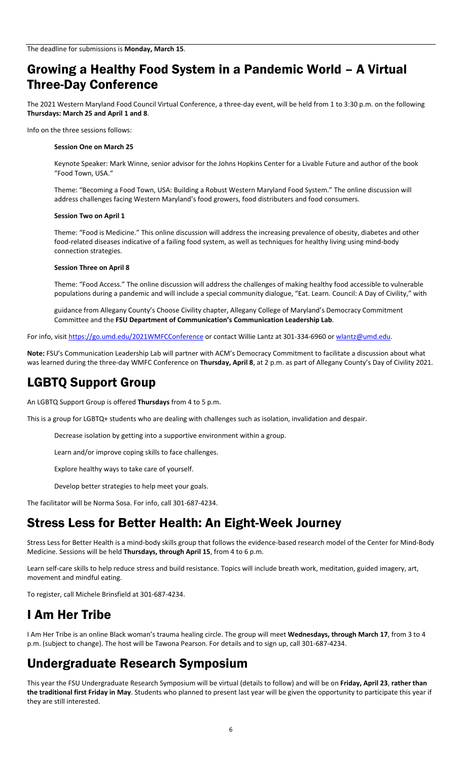The deadline for submissions is **Monday, March 15**.

## Growing a Healthy Food System in a Pandemic World – A Virtual Three-Day Conference

The 2021 Western Maryland Food Council Virtual Conference, a three-day event, will be held from 1 to 3:30 p.m. on the following **Thursdays: March 25 and April 1 and 8**.

Info on the three sessions follows:

**Session One on March 25**

Keynote Speaker: Mark Winne, senior advisor for the Johns Hopkins Center for a Livable Future and author of the book "Food Town, USA."

Theme: "Becoming a Food Town, USA: Building a Robust Western Maryland Food System." The online discussion will address challenges facing Western Maryland's food growers, food distributers and food consumers.

**Session Two on April 1**

Theme: "Food is Medicine." This online discussion will address the increasing prevalence of obesity, diabetes and other food-related diseases indicative of a failing food system, as well as techniques for healthy living using mind-body connection strategies.

**Session Three on April 8**

Theme: "Food Access." The online discussion will address the challenges of making healthy food accessible to vulnerable populations during a pandemic and will include a special community dialogue, "Eat. Learn. Council: A Day of Civility," with

guidance from Allegany County's Choose Civility chapter, Allegany College of Maryland's Democracy Commitment Committee and the **FSU Department of Communication's Communication Leadership Lab**.

For info, visit https://go.umd.edu/2021WMFCConference or contact Willie Lantz at 301-334-6960 or wlantz@umd.edu.

**Note:** FSU's Communication Leadership Lab will partner with ACM's Democracy Commitment to facilitate a discussion about what was learned during the three-day WMFC Conference on **Thursday, April 8**, at 2 p.m. as part of Allegany County's Day of Civility 2021.

## LGBTQ Support Group

An LGBTQ Support Group is offered **Thursdays** from 4 to 5 p.m.

This is a group for LGBTQ+ students who are dealing with challenges such as isolation, invalidation and despair.

- Decrease isolation by getting into a supportive environment within a group.
- Learn and/or improve coping skills to face challenges.
- Explore healthy ways to take care of yourself.
- Develop better strategies to help meet your goals.

The facilitator will be Norma Sosa. For info, call 301-687-4234.

## Stress Less for Better Health: An Eight-Week Journey

Stress Less for Better Health is a mind-body skills group that follows the evidence-based research model of the Center for Mind-Body Medicine. Sessions will be held **Thursdays, through April 15**, from 4 to 6 p.m.

Learn self-care skills to help reduce stress and build resistance. Topics will include breath work, meditation, guided imagery, art, movement and mindful eating.

To register, call Michele Brinsfield at 301-687-4234.

## I Am Her Tribe

I Am Her Tribe is an online Black woman's trauma healing circle. The group will meet **Wednesdays, through March 17**, from 3 to 4 p.m. (subject to change). The host will be Tawona Pearson. For details and to sign up, call 301-687-4234.

## Undergraduate Research Symposium

This year the FSU Undergraduate Research Symposium will be virtual (details to follow) and will be on **Friday, April 23**, **rather than the traditional first Friday in May**. Students who planned to present last year will be given the opportunity to participate this year if they are still interested.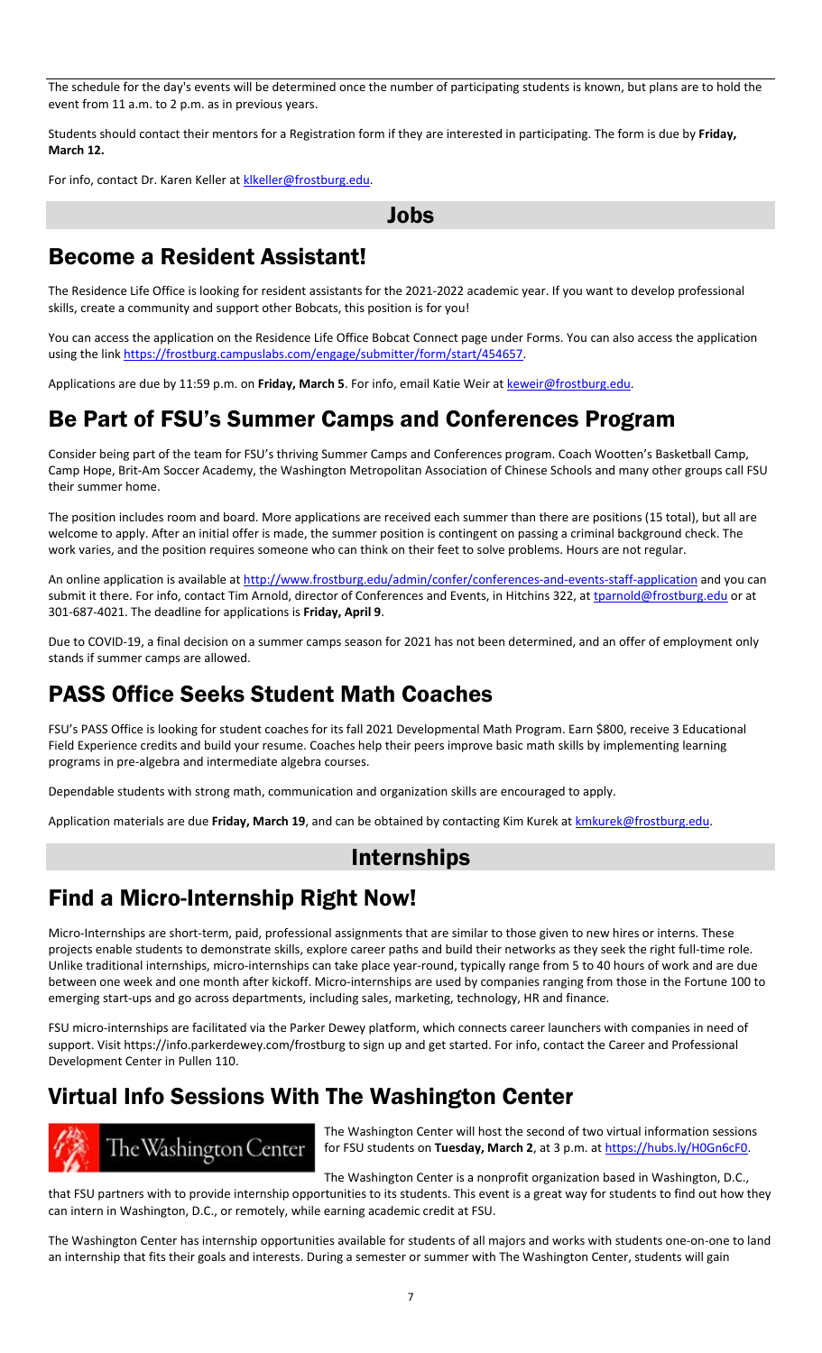The schedule for the day's events will be determined once the number of participating students is known, but plans are to hold the event from 11 a.m. to 2 p.m. as in previous years.

Students should contact their mentors for a Registration form if they are interested in participating. The form is due by **Friday, March 12.**

For info, contact Dr. Karen Keller at klkeller@frostburg.edu.

# Jobs

## Become a Resident Assistant!

The Residence Life Office is looking for resident assistants for the 2021-2022 academic year. If you want to develop professional skills, create a community and support other Bobcats, this position is for you!

You can access the application on the Residence Life Office Bobcat Connect page under Forms. You can also access the application using the link https://frostburg.campuslabs.com/engage/submitter/form/start/454657.

Applications are due by 11:59 p.m. on **Friday, March 5**. For info, email Katie Weir at keweir@frostburg.edu.

## Be Part of FSU's Summer Camps and Conferences Program

Consider being part of the team for FSU's thriving Summer Camps and Conferences program. Coach Wootten's Basketball Camp, Camp Hope, Brit-Am Soccer Academy, the Washington Metropolitan Association of Chinese Schools and many other groups call FSU their summer home.

The position includes room and board. More applications are received each summer than there are positions (15 total), but all are welcome to apply. After an initial offer is made, the summer position is contingent on passing a criminal background check. The work varies, and the position requires someone who can think on their feet to solve problems. Hours are not regular.

An online application is available at http://www.frostburg.edu/admin/confer/conferences-and-events-staff-application and you can submit it there. For info, contact Tim Arnold, director of Conferences and Events, in Hitchins 322, at tparnold@frostburg.edu or at 301-687-4021. The deadline for applications is **Friday, April 9**.

Due to COVID-19, a final decision on a summer camps season for 2021 has not been determined, and an offer of employment only stands if summer camps are allowed.

## PASS Office Seeks Student Math Coaches

FSU's PASS Office is looking for student coaches for its fall 2021 Developmental Math Program. Earn $800, receive 3 Educational Field Experience credits and build your resume. Coaches help their peers improve basic math skills by implementing learning programs in pre-algebra and intermediate algebra courses.

Dependable students with strong math, communication and organization skills are encouraged to apply.

Application materials are due **Friday, March 19**, and can be obtained by contacting Kim Kurek at kmkurek@frostburg.edu.

# Internships

## Find a Micro-Internship Right Now!

Micro-Internships are short-term, paid, professional assignments that are similar to those given to new hires or interns. These projects enable students to demonstrate skills, explore career paths and build their networks as they seek the right full-time role. Unlike traditional internships, micro-internships can take place year-round, typically range from 5 to 40 hours of work and are due between one week and one month after kickoff. Micro-internships are used by companies ranging from those in the Fortune 100 to emerging start-ups and go across departments, including sales, marketing, technology, HR and finance.

FSU micro-internships are facilitated via the Parker Dewey platform, which connects career launchers with companies in need of support. Visit https://info.parkerdewey.com/frostburg to sign up and get started. For info, contact the Career and Professional Development Center in Pullen 110.

## Virtual Info Sessions With The Washington Center

The Washington Center will host the second of two virtual information sessions for FSU students on **Tuesday, March 2**, at 3 p.m. at https://hubs.ly/H0Gn6cF0.

The Washington Center is a nonprofit organization based in Washington, D.C., that FSU partners with to provide internship opportunities to its students. This event is a great way for students to find out how they can intern in Washington, D.C., or remotely, while earning academic credit at FSU.

The Washington Center has internship opportunities available for students of all majors and works with students one-on-one to land an internship that fits their goals and interests. During a semester or summer with The Washington Center, students will gain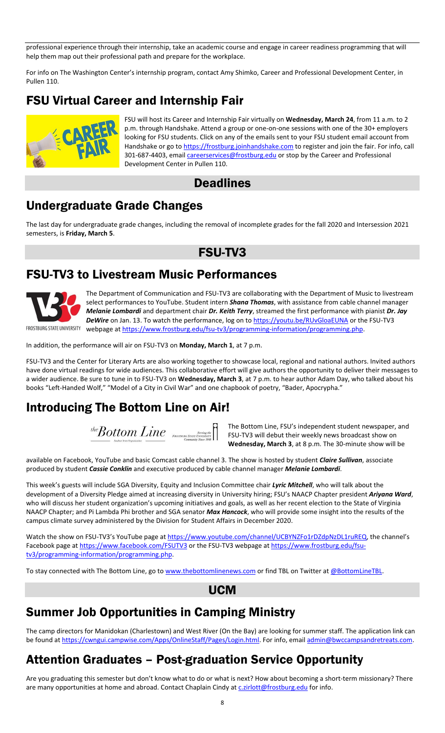professional experience through their internship, take an academic course and engage in career readiness programming that will help them map out their professional path and prepare for the workplace.

For info on The Washington Center's internship program, contact Amy Shimko, Career and Professional Development Center, in Pullen 110.

## FSU Virtual Career and Internship Fair

FSU will host its Career and Internship Fair virtually on **Wednesday, March 24**, from 11 a.m. to 2 p.m. through Handshake. Attend a group or one-on-one sessions with one of the 30+ employers looking for FSU students. Click on any of the emails sent to your FSU student email account from Handshake or go to https://frostburg.joinhandshake.com to register and join the fair. For info, call 301-687-4403, email careerservices@frostburg.edu or stop by the Career and Professional Development Center in Pullen 110.

# Deadlines

## Undergraduate Grade Changes

The last day for undergraduate grade changes, including the removal of incomplete grades for the fall 2020 and Intersession 2021 semesters, is **Friday, March 5**.

# FSU-TV3

## FSU-TV3 to Livestream Music Performances

The Department of Communication and FSU-TV3 are collaborating with the Department of Music to livestream select performances to YouTube. Student intern ***Shana Thomas***, with assistance from cable channel manager ***Melanie Lombardi*** and department chair ***Dr. Keith Terry***, streamed the first performance with pianist ***Dr. Jay DeWire*** on Jan. 13. To watch the performance, log on to https://youtu.be/RUvGloaEUNA or the FSU-TV3 webpage at https://www.frostburg.edu/fsu-tv3/programming-information/programming.php.

In addition, the performance will air on FSU-TV3 on **Monday, March 1**, at 7 p.m.

FSU-TV3 and the Center for Literary Arts are also working together to showcase local, regional and national authors. Invited authors have done virtual readings for wide audiences. This collaborative effort will give authors the opportunity to deliver their messages to a wider audience. Be sure to tune in to FSU-TV3 on **Wednesday, March 3**, at 7 p.m. to hear author Adam Day, who talked about his books "Left-Handed Wolf," "Model of a City in Civil War" and one chapbook of poetry, "Bader, Apocrypha."

## Introducing The Bottom Line on Air!

The Bottom Line, FSU's independent student newspaper, and FSU-TV3 will debut their weekly news broadcast show on **Wednesday, March 3**, at 8 p.m. The 30-minute show will be available on Facebook, YouTube and basic Comcast cable channel 3. The show is hosted by student ***Claire Sullivan***, associate produced by student ***Cassie Conklin*** and executive produced by cable channel manager ***Melanie Lombardi***.

This week's guests will include SGA Diversity, Equity and Inclusion Committee chair ***Lyric Mitchell***, who will talk about the development of a Diversity Pledge aimed at increasing diversity in University hiring; FSU's NAACP Chapter president ***Ariyana Ward***, who will discuss her student organization's upcoming initiatives and goals, as well as her recent election to the State of Virginia NAACP Chapter; and Pi Lambda Phi brother and SGA senator ***Max Hancock***, who will provide some insight into the results of the campus climate survey administered by the Division for Student Affairs in December 2020.

Watch the show on FSU-TV3's YouTube page at https://www.youtube.com/channel/UCBYNZFo1rDZdpNzDL1ruREQ, the channel's Facebook page at https://www.facebook.com/FSUTV3 or the FSU-TV3 webpage at https://www.frostburg.edu/fsu-tv3/programming-information/programming.php.

To stay connected with The Bottom Line, go to www.thebottomlinenews.com or find TBL on Twitter at @BottomLineTBL.

# UCM

## Summer Job Opportunities in Camping Ministry

The camp directors for Manidokan (Charlestown) and West River (On the Bay) are looking for summer staff. The application link can be found at https://cwngui.campwise.com/Apps/OnlineStaff/Pages/Login.html. For info, email admin@bwccampsandretreats.com.

## Attention Graduates – Post-graduation Service Opportunity

Are you graduating this semester but don't know what to do or what is next? How about becoming a short-term missionary? There are many opportunities at home and abroad. Contact Chaplain Cindy at c.zirlott@frostburg.edu for info.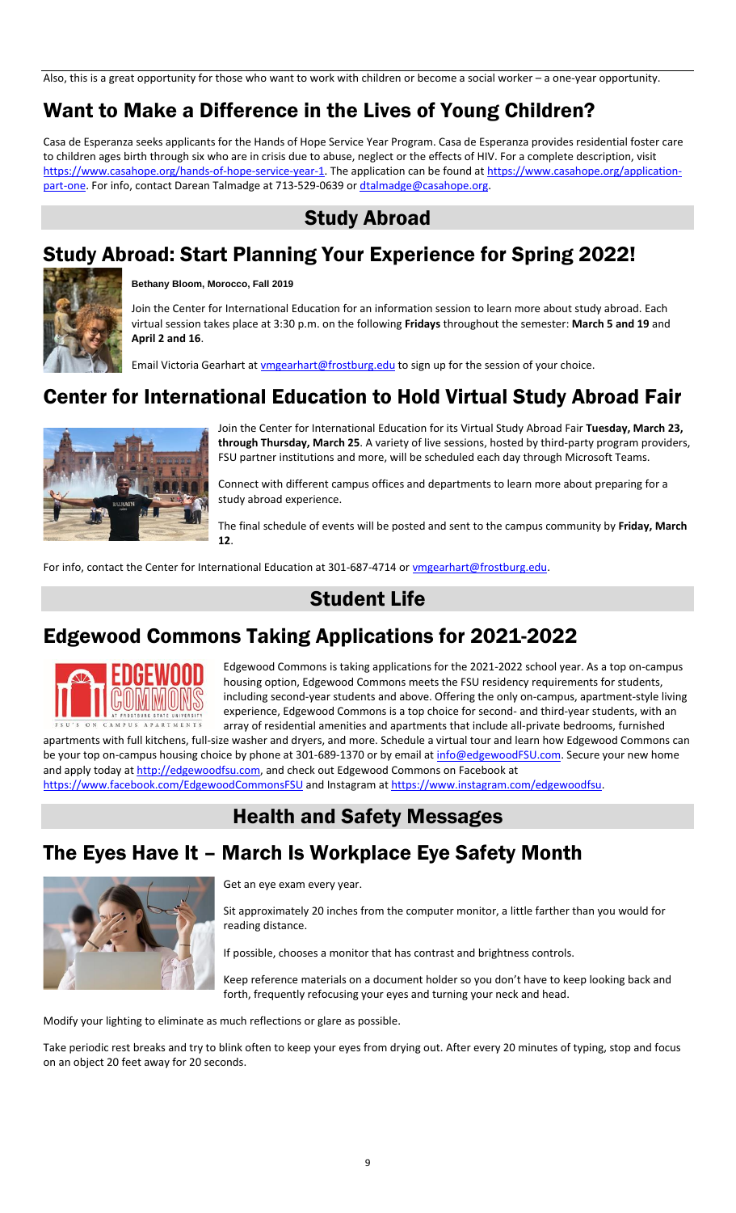Also, this is a great opportunity for those who want to work with children or become a social worker – a one-year opportunity.

## Want to Make a Difference in the Lives of Young Children?

Casa de Esperanza seeks applicants for the Hands of Hope Service Year Program. Casa de Esperanza provides residential foster care to children ages birth through six who are in crisis due to abuse, neglect or the effects of HIV. For a complete description, visit https://www.casahope.org/hands-of-hope-service-year-1. The application can be found at https://www.casahope.org/application-part-one. For info, contact Darean Talmadge at 713-529-0639 or dtalmadge@casahope.org.

# Study Abroad

## Study Abroad: Start Planning Your Experience for Spring 2022!

**Bethany Bloom, Morocco, Fall 2019**

Join the Center for International Education for an information session to learn more about study abroad. Each virtual session takes place at 3:30 p.m. on the following **Fridays** throughout the semester: **March 5 and 19** and **April 2 and 16**.

Email Victoria Gearhart at vmgearhart@frostburg.edu to sign up for the session of your choice.

## Center for International Education to Hold Virtual Study Abroad Fair

Join the Center for International Education for its Virtual Study Abroad Fair **Tuesday, March 23, through Thursday, March 25**. A variety of live sessions, hosted by third-party program providers, FSU partner institutions and more, will be scheduled each day through Microsoft Teams.

Connect with different campus offices and departments to learn more about preparing for a study abroad experience.

The final schedule of events will be posted and sent to the campus community by **Friday, March 12**.

For info, contact the Center for International Education at 301-687-4714 or vmgearhart@frostburg.edu.

# Student Life

## Edgewood Commons Taking Applications for 2021-2022

Edgewood Commons is taking applications for the 2021-2022 school year. As a top on-campus housing option, Edgewood Commons meets the FSU residency requirements for students, including second-year students and above. Offering the only on-campus, apartment-style living experience, Edgewood Commons is a top choice for second- and third-year students, with an array of residential amenities and apartments that include all-private bedrooms, furnished apartments with full kitchens, full-size washer and dryers, and more. Schedule a virtual tour and learn how Edgewood Commons can be your top on-campus housing choice by phone at 301-689-1370 or by email at info@edgewoodFSU.com. Secure your new home and apply today at http://edgewoodfsu.com, and check out Edgewood Commons on Facebook at https://www.facebook.com/EdgewoodCommonsFSU and Instagram at https://www.instagram.com/edgewoodfsu.

# Health and Safety Messages

## The Eyes Have It – March Is Workplace Eye Safety Month

Get an eye exam every year.

Sit approximately 20 inches from the computer monitor, a little farther than you would for reading distance.

If possible, chooses a monitor that has contrast and brightness controls.

Keep reference materials on a document holder so you don't have to keep looking back and forth, frequently refocusing your eyes and turning your neck and head.

Modify your lighting to eliminate as much reflections or glare as possible.

Take periodic rest breaks and try to blink often to keep your eyes from drying out. After every 20 minutes of typing, stop and focus on an object 20 feet away for 20 seconds.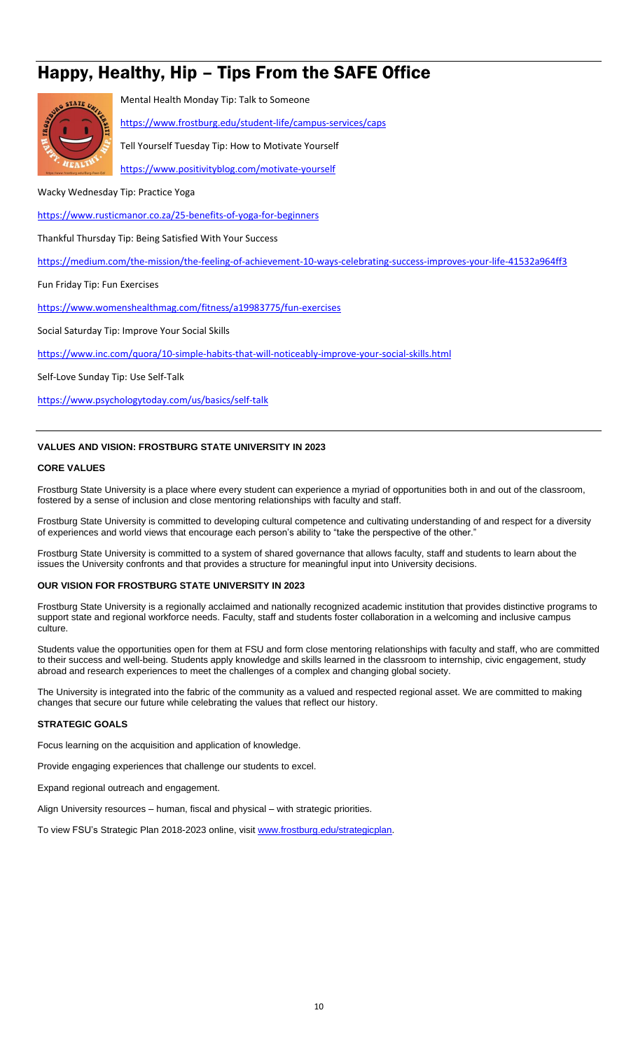# Happy, Healthy, Hip – Tips From the SAFE Office

Mental Health Monday Tip: Talk to Someone

https://www.frostburg.edu/student-life/campus-services/caps

Tell Yourself Tuesday Tip: How to Motivate Yourself

https://www.positivityblog.com/motivate-yourself

Wacky Wednesday Tip: Practice Yoga

https://www.rusticmanor.co.za/25-benefits-of-yoga-for-beginners

Thankful Thursday Tip: Being Satisfied With Your Success

https://medium.com/the-mission/the-feeling-of-achievement-10-ways-celebrating-success-improves-your-life-41532a964ff3

Fun Friday Tip: Fun Exercises

https://www.womenshealthmag.com/fitness/a19983775/fun-exercises

Social Saturday Tip: Improve Your Social Skills

https://www.inc.com/quora/10-simple-habits-that-will-noticeably-improve-your-social-skills.html

Self-Love Sunday Tip: Use Self-Talk

https://www.psychologytoday.com/us/basics/self-talk

---

### VALUES AND VISION: FROSTBURG STATE UNIVERSITY IN 2023

#### CORE VALUES

Frostburg State University is a place where every student can experience a myriad of opportunities both in and out of the classroom, fostered by a sense of inclusion and close mentoring relationships with faculty and staff.

Frostburg State University is committed to developing cultural competence and cultivating understanding of and respect for a diversity of experiences and world views that encourage each person's ability to "take the perspective of the other."

Frostburg State University is committed to a system of shared governance that allows faculty, staff and students to learn about the issues the University confronts and that provides a structure for meaningful input into University decisions.

#### OUR VISION FOR FROSTBURG STATE UNIVERSITY IN 2023

Frostburg State University is a regionally acclaimed and nationally recognized academic institution that provides distinctive programs to support state and regional workforce needs. Faculty, staff and students foster collaboration in a welcoming and inclusive campus culture.

Students value the opportunities open for them at FSU and form close mentoring relationships with faculty and staff, who are committed to their success and well-being. Students apply knowledge and skills learned in the classroom to internship, civic engagement, study abroad and research experiences to meet the challenges of a complex and changing global society.

The University is integrated into the fabric of the community as a valued and respected regional asset. We are committed to making changes that secure our future while celebrating the values that reflect our history.

#### STRATEGIC GOALS

Focus learning on the acquisition and application of knowledge.

Provide engaging experiences that challenge our students to excel.

Expand regional outreach and engagement.

Align University resources – human, fiscal and physical – with strategic priorities.

To view FSU's Strategic Plan 2018-2023 online, visit www.frostburg.edu/strategicplan.